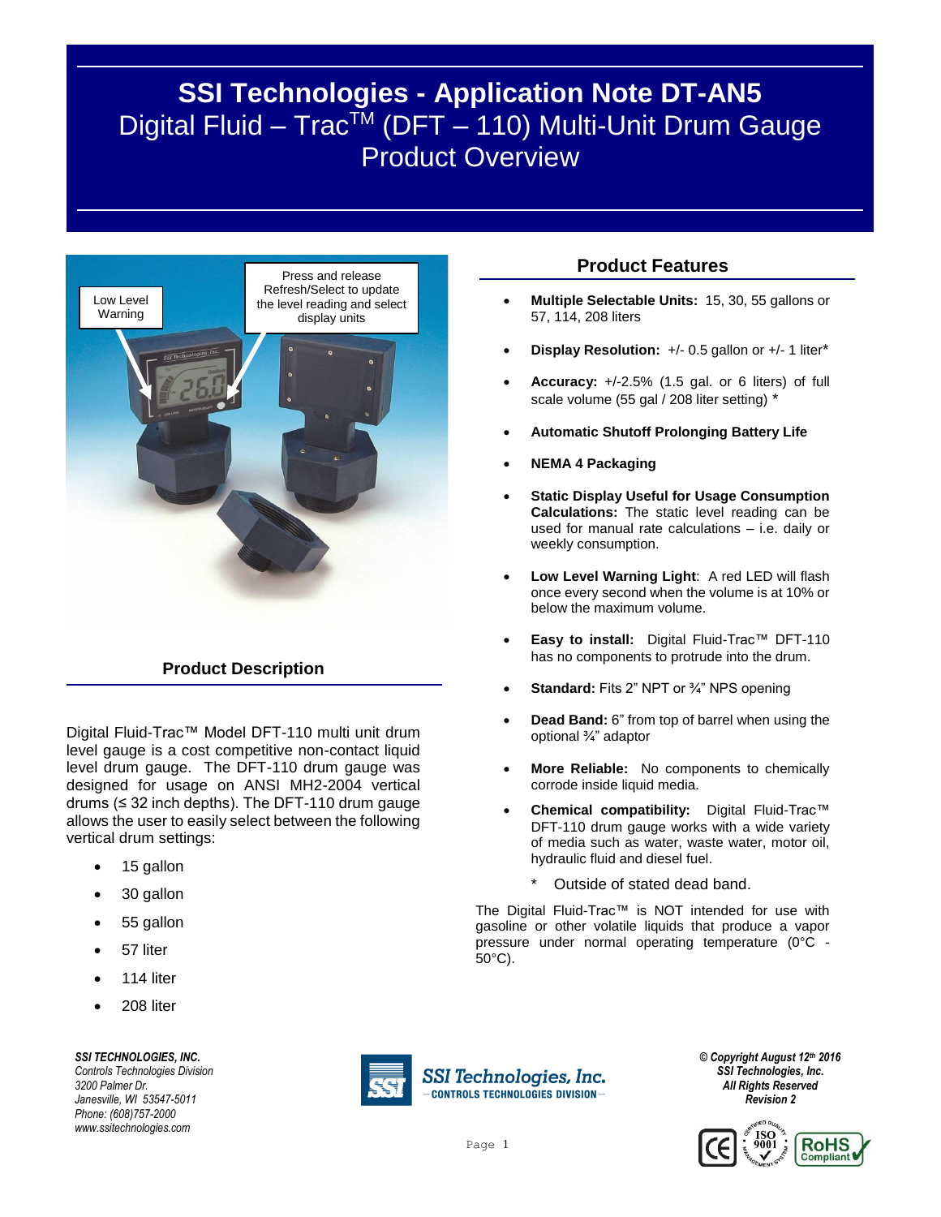# SSI Technologies - Application Note DT-AN5

## Digital Fluid – Trac™ (DFT – 110) Multi-Unit Drum Gauge Product Overview

Low Level Warning

Press and release Refresh/Select to update the level reading and select display units

## Product Description

Digital Fluid-Trac™ Model DFT-110 multi unit drum level gauge is a cost competitive non-contact liquid level drum gauge. The DFT-110 drum gauge was designed for usage on ANSI MH2-2004 vertical drums (≤ 32 inch depths). The DFT-110 drum gauge allows the user to easily select between the following vertical drum settings:

- 15 gallon
- 30 gallon
- 55 gallon
- 57 liter
- 114 liter
- 208 liter

## Product Features

- **Multiple Selectable Units:** 15, 30, 55 gallons or 57, 114, 208 liters
- **Display Resolution:** +/- 0.5 gallon or +/- 1 liter*
- **Accuracy:** +/-2.5% (1.5 gal. or 6 liters) of full scale volume (55 gal / 208 liter setting) *
- **Automatic Shutoff Prolonging Battery Life**
- **NEMA 4 Packaging**
- **Static Display Useful for Usage Consumption Calculations:** The static level reading can be used for manual rate calculations – i.e. daily or weekly consumption.
- **Low Level Warning Light**: A red LED will flash once every second when the volume is at 10% or below the maximum volume.
- **Easy to install:** Digital Fluid-Trac™ DFT-110 has no components to protrude into the drum.
- **Standard:** Fits 2" NPT or ¾" NPS opening
- **Dead Band:** 6" from top of barrel when using the optional ¾" adaptor
- **More Reliable:** No components to chemically corrode inside liquid media.
- **Chemical compatibility:** Digital Fluid-Trac™ DFT-110 drum gauge works with a wide variety of media such as water, waste water, motor oil, hydraulic fluid and diesel fuel.

\* Outside of stated dead band.

The Digital Fluid-Trac™ is NOT intended for use with gasoline or other volatile liquids that produce a vapor pressure under normal operating temperature (0°C - 50°C).

***SSI TECHNOLOGIES, INC.***
*Controls Technologies Division*
*3200 Palmer Dr.*
*Janesville, WI 53547-5011*
*Phone: (608)757-2000*
*www.ssitechnologies.com*

SSI Technologies, Inc. — CONTROLS TECHNOLOGIES DIVISION —

***© Copyright August 12th 2016***
***SSI Technologies, Inc.***
***All Rights Reserved***
***Revision 2***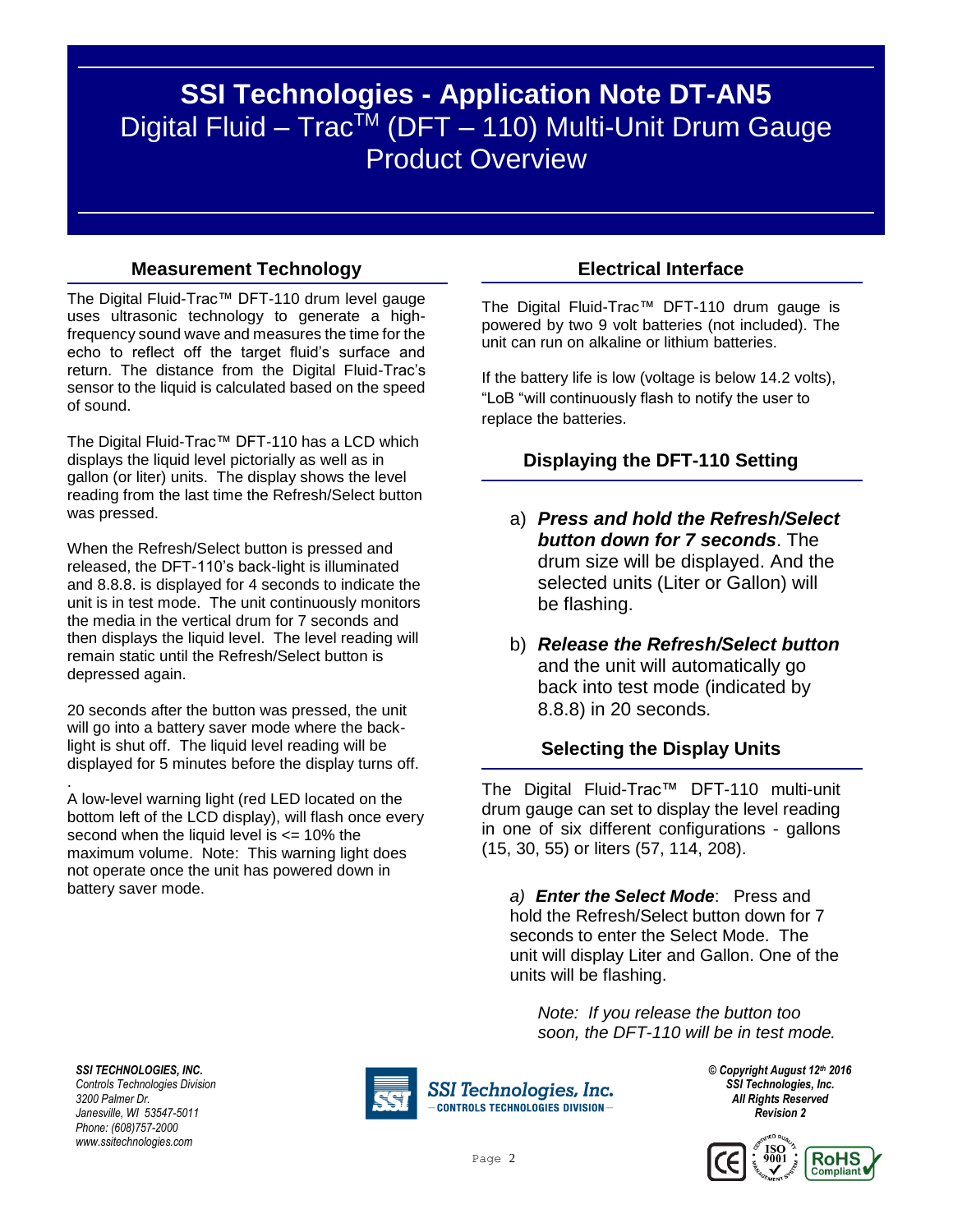# SSI Technologies - Application Note DT-AN5

## Digital Fluid – Trac™ (DFT – 110) Multi-Unit Drum Gauge Product Overview

### Measurement Technology

The Digital Fluid-Trac™ DFT-110 drum level gauge uses ultrasonic technology to generate a high-frequency sound wave and measures the time for the echo to reflect off the target fluid's surface and return. The distance from the Digital Fluid-Trac's sensor to the liquid is calculated based on the speed of sound.

The Digital Fluid-Trac™ DFT-110 has a LCD which displays the liquid level pictorially as well as in gallon (or liter) units. The display shows the level reading from the last time the Refresh/Select button was pressed.

When the Refresh/Select button is pressed and released, the DFT-110's back-light is illuminated and 8.8.8. is displayed for 4 seconds to indicate the unit is in test mode. The unit continuously monitors the media in the vertical drum for 7 seconds and then displays the liquid level. The level reading will remain static until the Refresh/Select button is depressed again.

20 seconds after the button was pressed, the unit will go into a battery saver mode where the back-light is shut off. The liquid level reading will be displayed for 5 minutes before the display turns off.

.
A low-level warning light (red LED located on the bottom left of the LCD display), will flash once every second when the liquid level is <= 10% the maximum volume. Note: This warning light does not operate once the unit has powered down in battery saver mode.

### Electrical Interface

The Digital Fluid-Trac™ DFT-110 drum gauge is powered by two 9 volt batteries (not included). The unit can run on alkaline or lithium batteries.

If the battery life is low (voltage is below 14.2 volts), "LoB "will continuously flash to notify the user to replace the batteries.

### Displaying the DFT-110 Setting

a) ***Press and hold the Refresh/Select button down for 7 seconds***. The drum size will be displayed. And the selected units (Liter or Gallon) will be flashing.

b) ***Release the Refresh/Select button*** and the unit will automatically go back into test mode (indicated by 8.8.8) in 20 seconds.

### Selecting the Display Units

The Digital Fluid-Trac™ DFT-110 multi-unit drum gauge can set to display the level reading in one of six different configurations - gallons (15, 30, 55) or liters (57, 114, 208).

*a)* ***Enter the Select Mode***: Press and hold the Refresh/Select button down for 7 seconds to enter the Select Mode. The unit will display Liter and Gallon. One of the units will be flashing.

*Note: If you release the button too soon, the DFT-110 will be in test mode.*

***SSI TECHNOLOGIES, INC.***
*Controls Technologies Division*
*3200 Palmer Dr.*
*Janesville, WI 53547-5011*
*Phone: (608)757-2000*
*www.ssitechnologies.com*

***© Copyright August 12th 2016***
***SSI Technologies, Inc.***
***All Rights Reserved***
***Revision 2***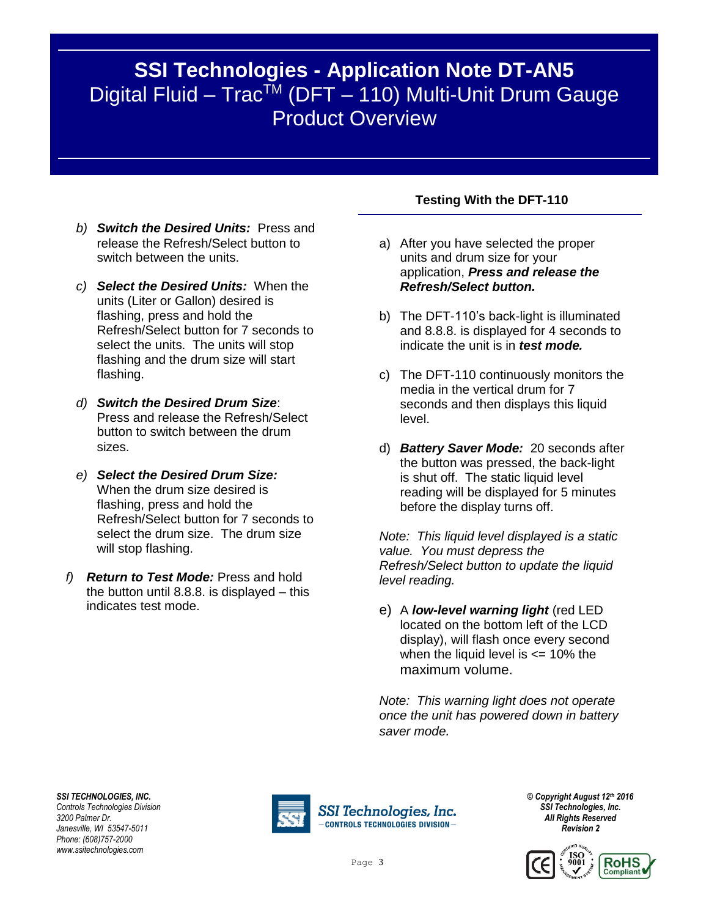b) ***Switch the Desired Units:*** Press and release the Refresh/Select button to switch between the units.

c) ***Select the Desired Units:*** When the units (Liter or Gallon) desired is flashing, press and hold the Refresh/Select button for 7 seconds to select the units. The units will stop flashing and the drum size will start flashing.

d) ***Switch the Desired Drum Size***: Press and release the Refresh/Select button to switch between the drum sizes.

e) ***Select the Desired Drum Size:*** When the drum size desired is flashing, press and hold the Refresh/Select button for 7 seconds to select the drum size. The drum size will stop flashing.

f) ***Return to Test Mode:*** Press and hold the button until 8.8.8. is displayed – this indicates test mode.

## Testing With the DFT-110

a) After you have selected the proper units and drum size for your application, ***Press and release the Refresh/Select button.***

b) The DFT-110's back-light is illuminated and 8.8.8. is displayed for 4 seconds to indicate the unit is in ***test mode.***

c) The DFT-110 continuously monitors the media in the vertical drum for 7 seconds and then displays this liquid level.

d) ***Battery Saver Mode:*** 20 seconds after the button was pressed, the back-light is shut off. The static liquid level reading will be displayed for 5 minutes before the display turns off.

*Note: This liquid level displayed is a static value. You must depress the Refresh/Select button to update the liquid level reading.*

e) A ***low-level warning light*** (red LED located on the bottom left of the LCD display), will flash once every second when the liquid level is <= 10% the maximum volume.

*Note: This warning light does not operate once the unit has powered down in battery saver mode.*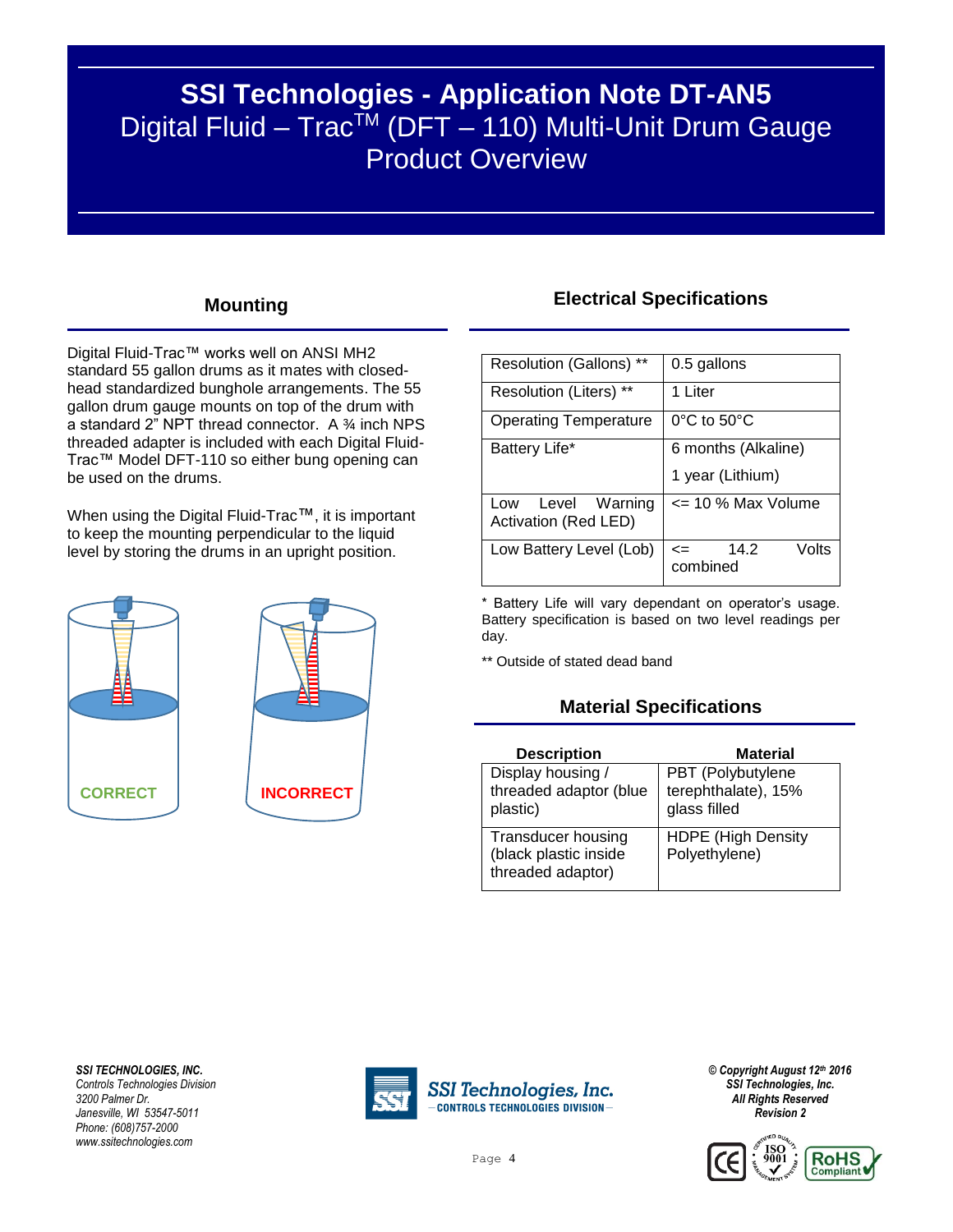# SSI Technologies - Application Note DT-AN5

## Digital Fluid – Trac™ (DFT – 110) Multi-Unit Drum Gauge Product Overview

### Mounting

Digital Fluid-Trac™ works well on ANSI MH2 standard 55 gallon drums as it mates with closed-head standardized bunghole arrangements. The 55 gallon drum gauge mounts on top of the drum with a standard 2" NPT thread connector. A ¾ inch NPS threaded adapter is included with each Digital Fluid-Trac™ Model DFT-110 so either bung opening can be used on the drums.

When using the Digital Fluid-Trac™, it is important to keep the mounting perpendicular to the liquid level by storing the drums in an upright position.

CORRECT

INCORRECT

### Electrical Specifications

| | |
|---|---|
| Resolution (Gallons) ** | 0.5 gallons |
| Resolution (Liters) ** | 1 Liter |
| Operating Temperature | 0°C to 50°C |
| Battery Life* | 6 months (Alkaline)<br>1 year (Lithium) |
| Low Level Warning Activation (Red LED) | <= 10 % Max Volume |
| Low Battery Level (Lob) | <= 14.2 Volts combined |

\* Battery Life will vary dependant on operator's usage. Battery specification is based on two level readings per day.

** Outside of stated dead band

### Material Specifications

| Description | Material |
|---|---|
| Display housing / threaded adaptor (blue plastic) | PBT (Polybutylene terephthalate), 15% glass filled |
| Transducer housing (black plastic inside threaded adaptor) | HDPE (High Density Polyethylene) |

***SSI TECHNOLOGIES, INC.***
*Controls Technologies Division*
*3200 Palmer Dr.*
*Janesville, WI 53547-5011*
*Phone: (608)757-2000*
*www.ssitechnologies.com*

SSI Technologies, Inc. — CONTROLS TECHNOLOGIES DIVISION

***© Copyright August 12th 2016***
***SSI Technologies, Inc.***
***All Rights Reserved***
***Revision 2***